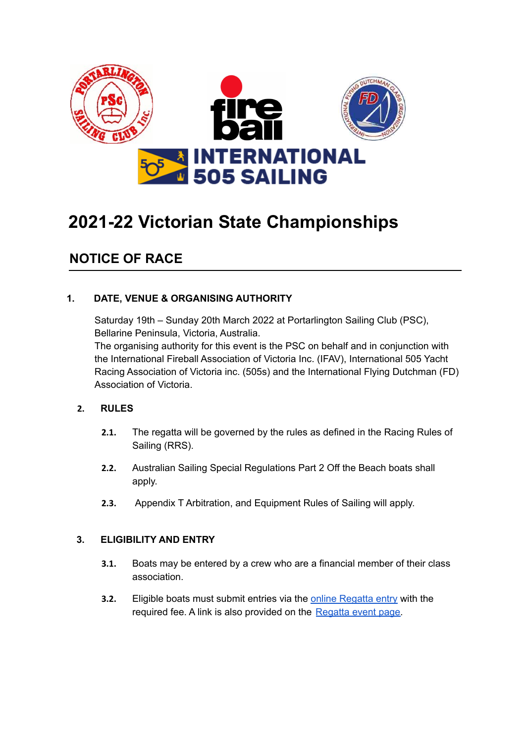# 2021-22 Victorian State Championships

## NOTICE OF RACE

### 1. DATE, VENUE & ORGANISING AUTHORITY

Saturday 19th – Sunday 20th March 2022 at Portarlington Sailing Club (PSC), Bellarine Peninsula, Victoria, Australia.
The organising authority for this event is the PSC on behalf and in conjunction with the International Fireball Association of Victoria Inc. (IFAV), International 505 Yacht Racing Association of Victoria inc. (505s) and the International Flying Dutchman (FD) Association of Victoria.

### 2. RULES

**2.1.** The regatta will be governed by the rules as defined in the Racing Rules of Sailing (RRS).

**2.2.** Australian Sailing Special Regulations Part 2 Off the Beach boats shall apply.

**2.3.** Appendix T Arbitration, and Equipment Rules of Sailing will apply.

### 3. ELIGIBILITY AND ENTRY

**3.1.** Boats may be entered by a crew who are a financial member of their class association.

**3.2.** Eligible boats must submit entries via the online Regatta entry with the required fee. A link is also provided on the Regatta event page.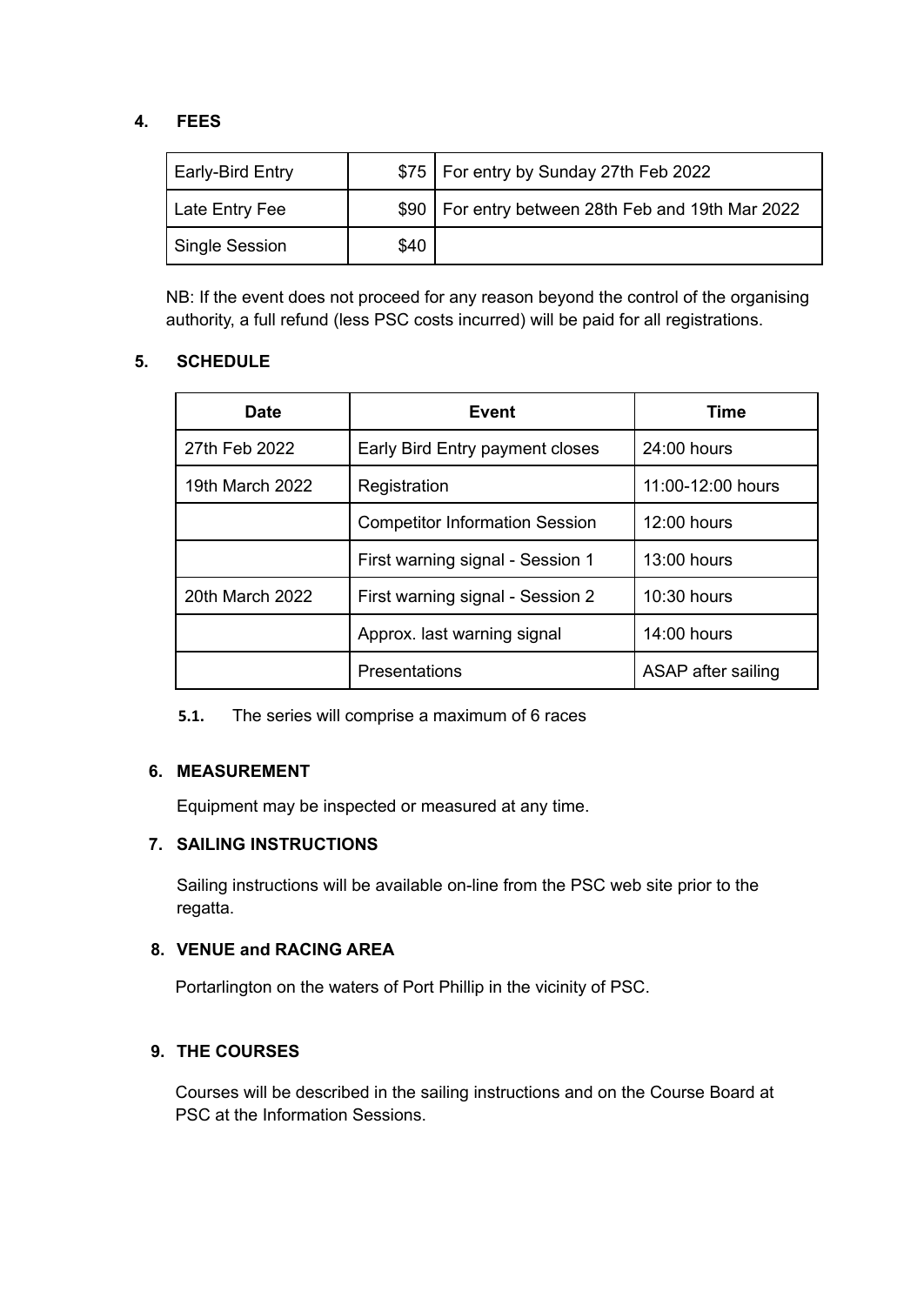## 4. FEES

| Early-Bird Entry | $75 | For entry by Sunday 27th Feb 2022 |
|---|---|---|
| Late Entry Fee | $90 | For entry between 28th Feb and 19th Mar 2022 |
| Single Session | $40 | |

NB: If the event does not proceed for any reason beyond the control of the organising authority, a full refund (less PSC costs incurred) will be paid for all registrations.

## 5. SCHEDULE

| Date | Event | Time |
|---|---|---|
| 27th Feb 2022 | Early Bird Entry payment closes | 24:00 hours |
| 19th March 2022 | Registration | 11:00-12:00 hours |
| | Competitor Information Session | 12:00 hours |
| | First warning signal - Session 1 | 13:00 hours |
| 20th March 2022 | First warning signal - Session 2 | 10:30 hours |
| | Approx. last warning signal | 14:00 hours |
| | Presentations | ASAP after sailing |

**5.1.** The series will comprise a maximum of 6 races

## 6. MEASUREMENT

Equipment may be inspected or measured at any time.

## 7. SAILING INSTRUCTIONS

Sailing instructions will be available on-line from the PSC web site prior to the regatta.

## 8. VENUE and RACING AREA

Portarlington on the waters of Port Phillip in the vicinity of PSC.

## 9. THE COURSES

Courses will be described in the sailing instructions and on the Course Board at PSC at the Information Sessions.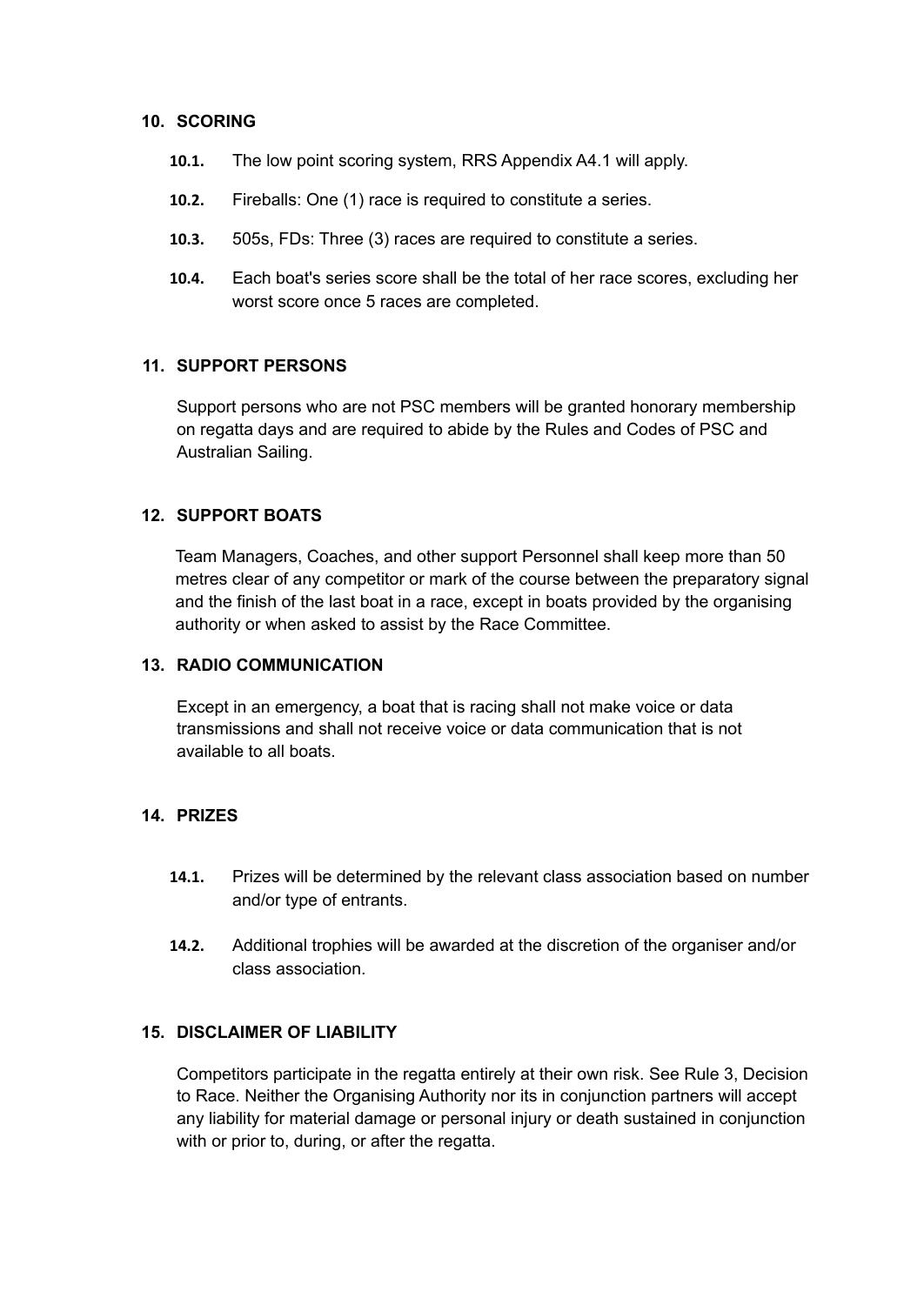## 10. SCORING

**10.1.** The low point scoring system, RRS Appendix A4.1 will apply.

**10.2.** Fireballs: One (1) race is required to constitute a series.

**10.3.** 505s, FDs: Three (3) races are required to constitute a series.

**10.4.** Each boat's series score shall be the total of her race scores, excluding her worst score once 5 races are completed.

## 11. SUPPORT PERSONS

Support persons who are not PSC members will be granted honorary membership on regatta days and are required to abide by the Rules and Codes of PSC and Australian Sailing.

## 12. SUPPORT BOATS

Team Managers, Coaches, and other support Personnel shall keep more than 50 metres clear of any competitor or mark of the course between the preparatory signal and the finish of the last boat in a race, except in boats provided by the organising authority or when asked to assist by the Race Committee.

## 13. RADIO COMMUNICATION

Except in an emergency, a boat that is racing shall not make voice or data transmissions and shall not receive voice or data communication that is not available to all boats.

## 14. PRIZES

**14.1.** Prizes will be determined by the relevant class association based on number and/or type of entrants.

**14.2.** Additional trophies will be awarded at the discretion of the organiser and/or class association.

## 15. DISCLAIMER OF LIABILITY

Competitors participate in the regatta entirely at their own risk. See Rule 3, Decision to Race. Neither the Organising Authority nor its in conjunction partners will accept any liability for material damage or personal injury or death sustained in conjunction with or prior to, during, or after the regatta.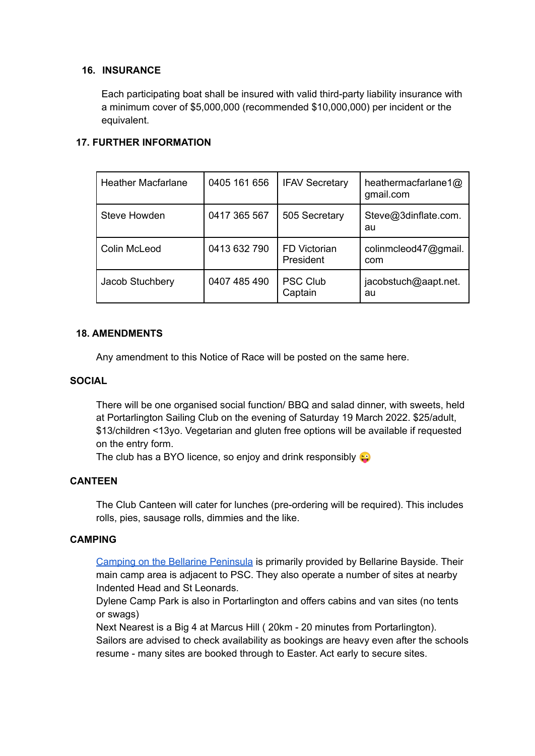## 16. INSURANCE

Each participating boat shall be insured with valid third-party liability insurance with a minimum cover of $5,000,000 (recommended $10,000,000) per incident or the equivalent.

## 17. FURTHER INFORMATION

| | | | |
|---|---|---|---|
| Heather Macfarlane | 0405 161 656 | IFAV Secretary | heathermacfarlane1@gmail.com |
| Steve Howden | 0417 365 567 | 505 Secretary | Steve@3dinflate.com.au |
| Colin McLeod | 0413 632 790 | FD Victorian President | colinmcleod47@gmail.com |
| Jacob Stuchbery | 0407 485 490 | PSC Club Captain | jacobstuch@aapt.net.au |

## 18. AMENDMENTS

Any amendment to this Notice of Race will be posted on the same here.

## SOCIAL

There will be one organised social function/ BBQ and salad dinner, with sweets, held at Portarlington Sailing Club on the evening of Saturday 19 March 2022. $25/adult, $13/children <13yo. Vegetarian and gluten free options will be available if requested on the entry form.
The club has a BYO licence, so enjoy and drink responsibly 😜

## CANTEEN

The Club Canteen will cater for lunches (pre-ordering will be required). This includes rolls, pies, sausage rolls, dimmies and the like.

## CAMPING

Camping on the Bellarine Peninsula is primarily provided by Bellarine Bayside. Their main camp area is adjacent to PSC. They also operate a number of sites at nearby Indented Head and St Leonards.
Dylene Camp Park is also in Portarlington and offers cabins and van sites (no tents or swags)
Next Nearest is a Big 4 at Marcus Hill ( 20km - 20 minutes from Portarlington).
Sailors are advised to check availability as bookings are heavy even after the schools resume - many sites are booked through to Easter. Act early to secure sites.